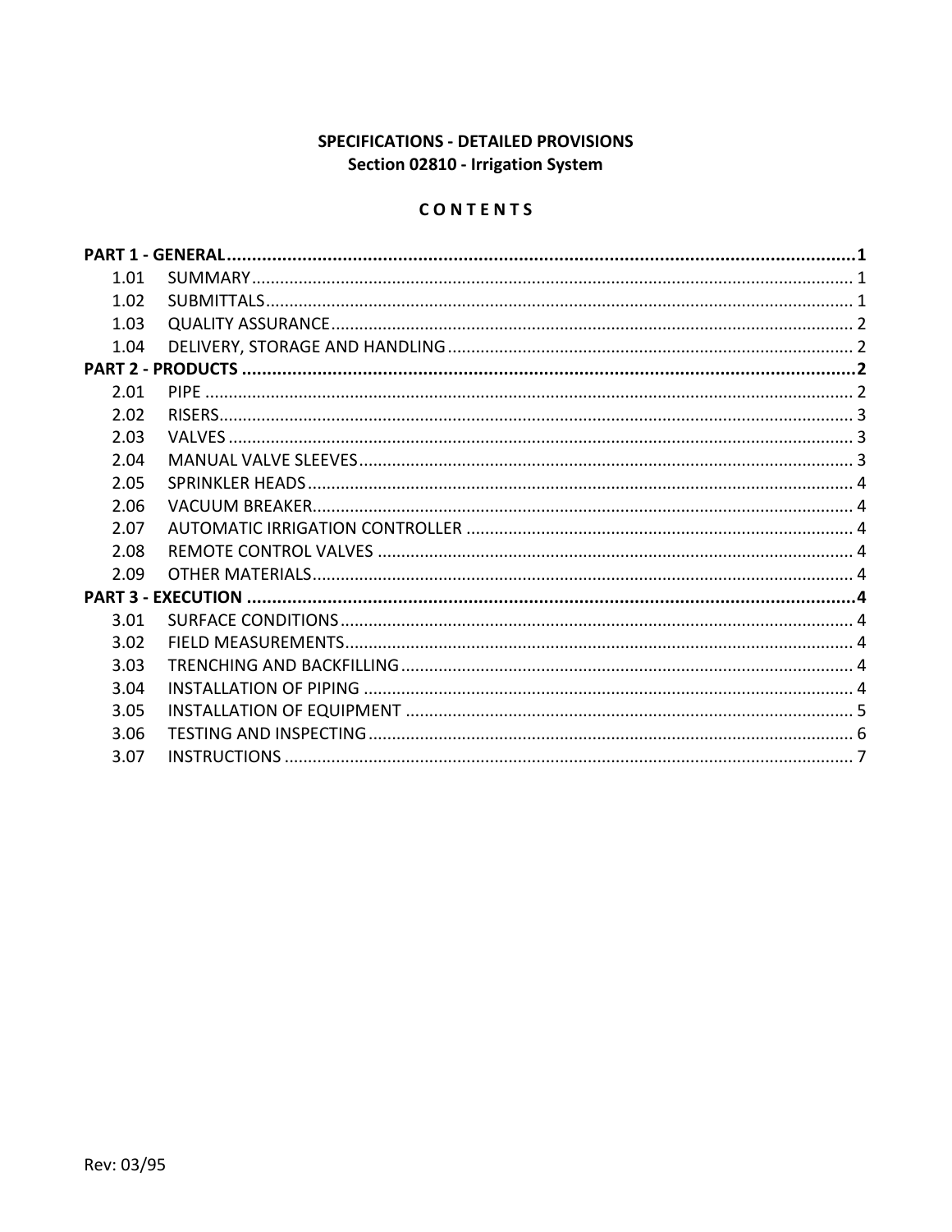**SPECIFICATIONS - DETAILED PROVISIONS**
**Section 02810 - Irrigation System**

**C O N T E N T S**

| | | |
|---|---|---|
| **PART 1 - GENERAL** | | **1** |
| 1.01 | SUMMARY | 1 |
| 1.02 | SUBMITTALS | 1 |
| 1.03 | QUALITY ASSURANCE | 2 |
| 1.04 | DELIVERY, STORAGE AND HANDLING | 2 |
| **PART 2 - PRODUCTS** | | **2** |
| 2.01 | PIPE | 2 |
| 2.02 | RISERS | 3 |
| 2.03 | VALVES | 3 |
| 2.04 | MANUAL VALVE SLEEVES | 3 |
| 2.05 | SPRINKLER HEADS | 4 |
| 2.06 | VACUUM BREAKER | 4 |
| 2.07 | AUTOMATIC IRRIGATION CONTROLLER | 4 |
| 2.08 | REMOTE CONTROL VALVES | 4 |
| 2.09 | OTHER MATERIALS | 4 |
| **PART 3 - EXECUTION** | | **4** |
| 3.01 | SURFACE CONDITIONS | 4 |
| 3.02 | FIELD MEASUREMENTS | 4 |
| 3.03 | TRENCHING AND BACKFILLING | 4 |
| 3.04 | INSTALLATION OF PIPING | 4 |
| 3.05 | INSTALLATION OF EQUIPMENT | 5 |
| 3.06 | TESTING AND INSPECTING | 6 |
| 3.07 | INSTRUCTIONS | 7 |

Rev: 03/95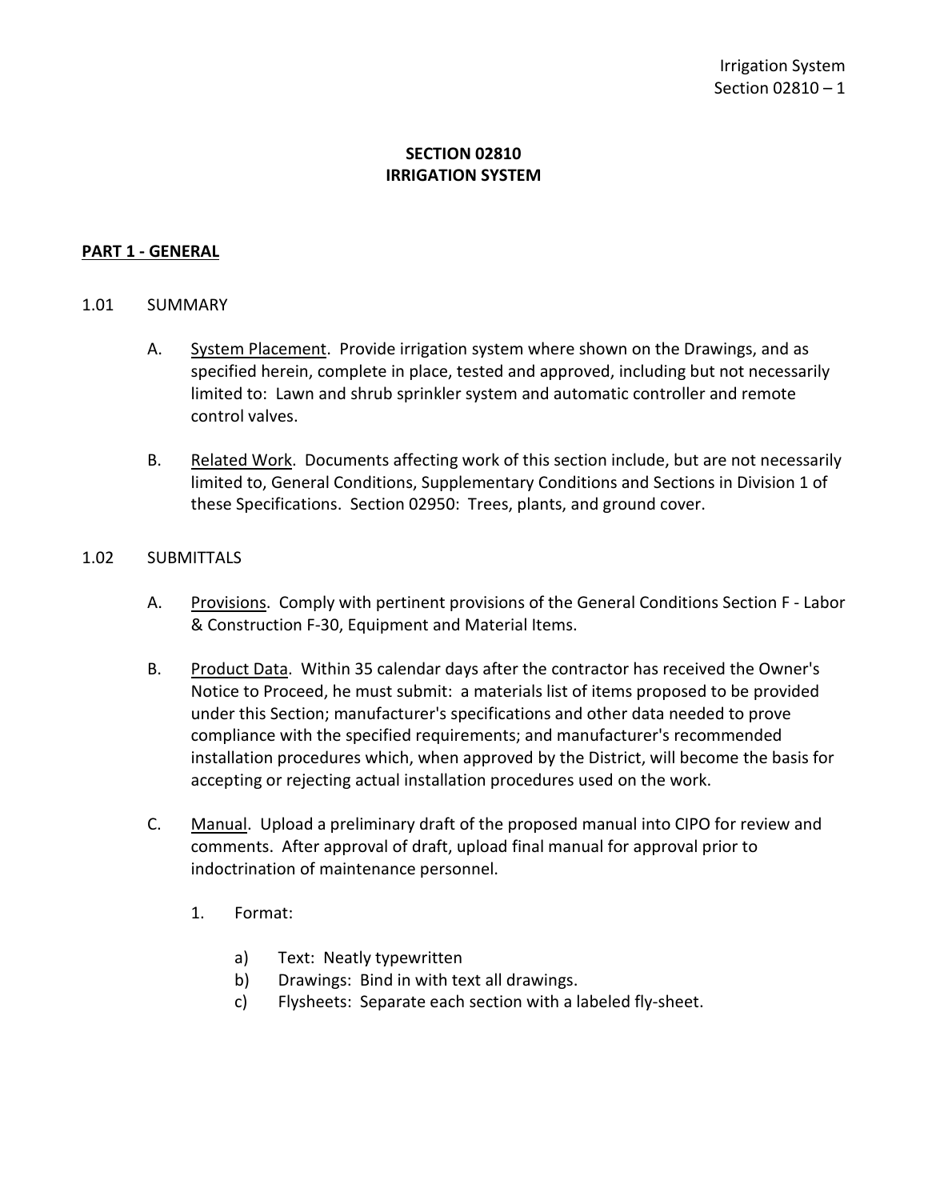# SECTION 02810
# IRRIGATION SYSTEM

## PART 1 - GENERAL

### 1.01 SUMMARY

A. System Placement. Provide irrigation system where shown on the Drawings, and as specified herein, complete in place, tested and approved, including but not necessarily limited to: Lawn and shrub sprinkler system and automatic controller and remote control valves.

B. Related Work. Documents affecting work of this section include, but are not necessarily limited to, General Conditions, Supplementary Conditions and Sections in Division 1 of these Specifications. Section 02950: Trees, plants, and ground cover.

### 1.02 SUBMITTALS

A. Provisions. Comply with pertinent provisions of the General Conditions Section F - Labor & Construction F-30, Equipment and Material Items.

B. Product Data. Within 35 calendar days after the contractor has received the Owner's Notice to Proceed, he must submit: a materials list of items proposed to be provided under this Section; manufacturer's specifications and other data needed to prove compliance with the specified requirements; and manufacturer's recommended installation procedures which, when approved by the District, will become the basis for accepting or rejecting actual installation procedures used on the work.

C. Manual. Upload a preliminary draft of the proposed manual into CIPO for review and comments. After approval of draft, upload final manual for approval prior to indoctrination of maintenance personnel.

1. Format:

   a) Text: Neatly typewritten
   b) Drawings: Bind in with text all drawings.
   c) Flysheets: Separate each section with a labeled fly-sheet.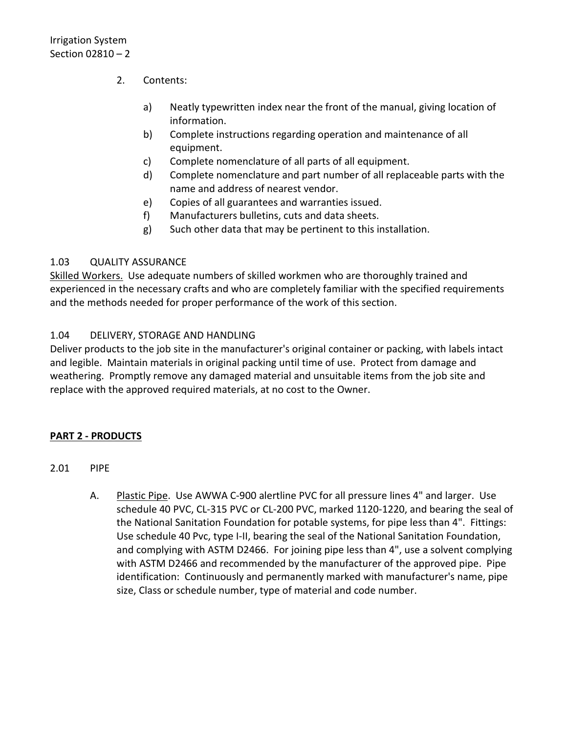2. Contents:

    a) Neatly typewritten index near the front of the manual, giving location of information.
    b) Complete instructions regarding operation and maintenance of all equipment.
    c) Complete nomenclature of all parts of all equipment.
    d) Complete nomenclature and part number of all replaceable parts with the name and address of nearest vendor.
    e) Copies of all guarantees and warranties issued.
    f) Manufacturers bulletins, cuts and data sheets.
    g) Such other data that may be pertinent to this installation.

1.03 QUALITY ASSURANCE

Skilled Workers. Use adequate numbers of skilled workmen who are thoroughly trained and experienced in the necessary crafts and who are completely familiar with the specified requirements and the methods needed for proper performance of the work of this section.

1.04 DELIVERY, STORAGE AND HANDLING

Deliver products to the job site in the manufacturer's original container or packing, with labels intact and legible. Maintain materials in original packing until time of use. Protect from damage and weathering. Promptly remove any damaged material and unsuitable items from the job site and replace with the approved required materials, at no cost to the Owner.

## PART 2 - PRODUCTS

2.01 PIPE

A. Plastic Pipe. Use AWWA C-900 alertline PVC for all pressure lines 4" and larger. Use schedule 40 PVC, CL-315 PVC or CL-200 PVC, marked 1120-1220, and bearing the seal of the National Sanitation Foundation for potable systems, for pipe less than 4". Fittings: Use schedule 40 Pvc, type I-II, bearing the seal of the National Sanitation Foundation, and complying with ASTM D2466. For joining pipe less than 4", use a solvent complying with ASTM D2466 and recommended by the manufacturer of the approved pipe. Pipe identification: Continuously and permanently marked with manufacturer's name, pipe size, Class or schedule number, type of material and code number.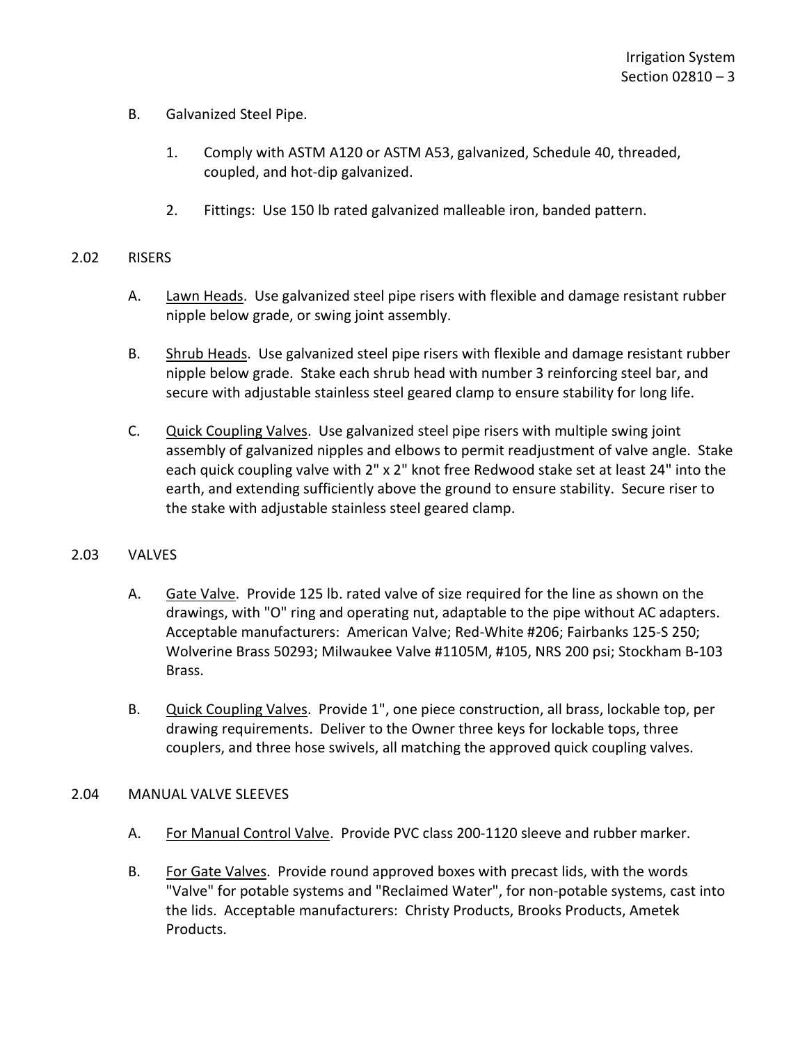B. Galvanized Steel Pipe.

1. Comply with ASTM A120 or ASTM A53, galvanized, Schedule 40, threaded, coupled, and hot-dip galvanized.

2. Fittings: Use 150 lb rated galvanized malleable iron, banded pattern.

## 2.02 RISERS

A. Lawn Heads. Use galvanized steel pipe risers with flexible and damage resistant rubber nipple below grade, or swing joint assembly.

B. Shrub Heads. Use galvanized steel pipe risers with flexible and damage resistant rubber nipple below grade. Stake each shrub head with number 3 reinforcing steel bar, and secure with adjustable stainless steel geared clamp to ensure stability for long life.

C. Quick Coupling Valves. Use galvanized steel pipe risers with multiple swing joint assembly of galvanized nipples and elbows to permit readjustment of valve angle. Stake each quick coupling valve with 2" x 2" knot free Redwood stake set at least 24" into the earth, and extending sufficiently above the ground to ensure stability. Secure riser to the stake with adjustable stainless steel geared clamp.

## 2.03 VALVES

A. Gate Valve. Provide 125 lb. rated valve of size required for the line as shown on the drawings, with "O" ring and operating nut, adaptable to the pipe without AC adapters. Acceptable manufacturers: American Valve; Red-White #206; Fairbanks 125-S 250; Wolverine Brass 50293; Milwaukee Valve #1105M, #105, NRS 200 psi; Stockham B-103 Brass.

B. Quick Coupling Valves. Provide 1", one piece construction, all brass, lockable top, per drawing requirements. Deliver to the Owner three keys for lockable tops, three couplers, and three hose swivels, all matching the approved quick coupling valves.

## 2.04 MANUAL VALVE SLEEVES

A. For Manual Control Valve. Provide PVC class 200-1120 sleeve and rubber marker.

B. For Gate Valves. Provide round approved boxes with precast lids, with the words "Valve" for potable systems and "Reclaimed Water", for non-potable systems, cast into the lids. Acceptable manufacturers: Christy Products, Brooks Products, Ametek Products.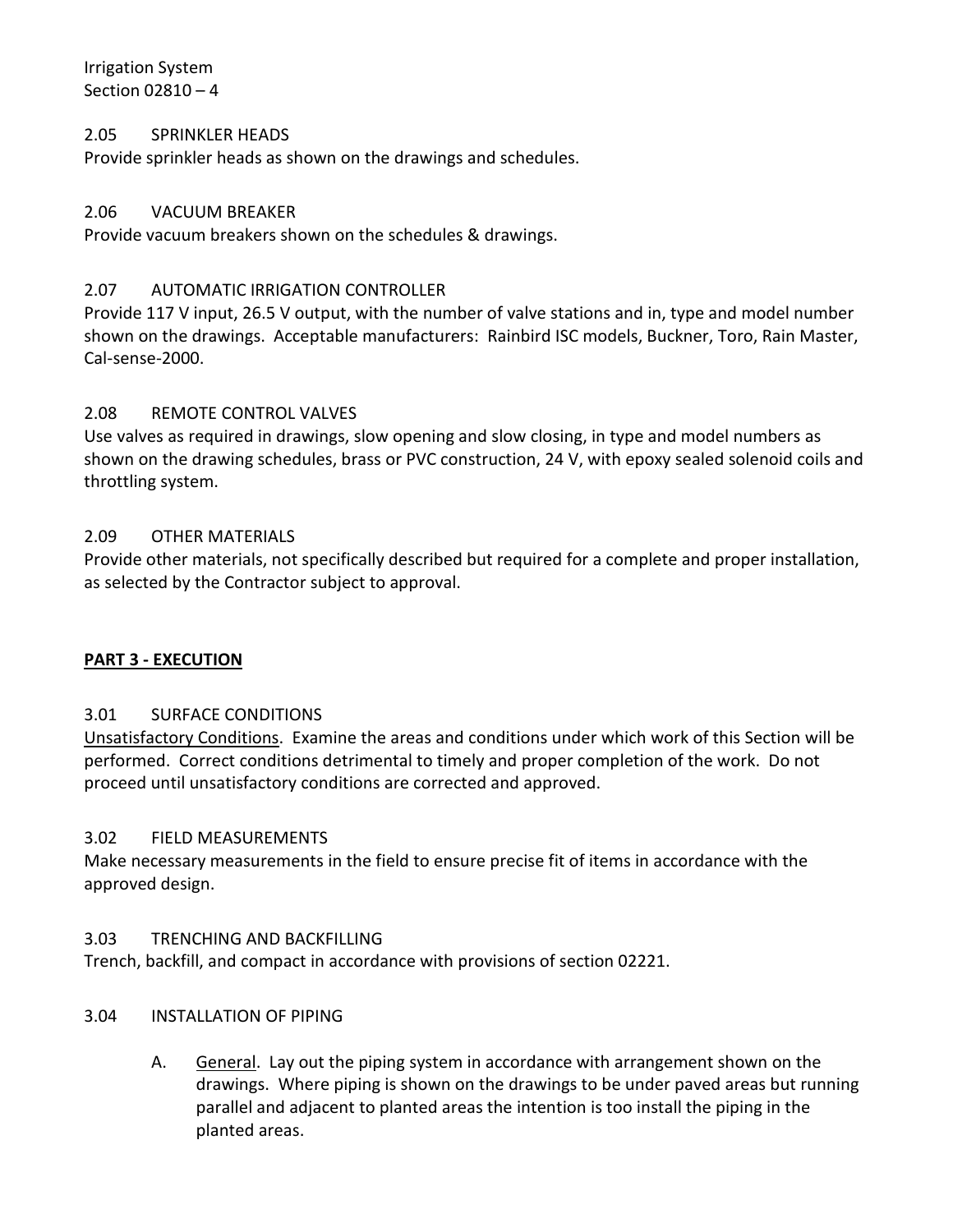### 2.05 SPRINKLER HEADS

Provide sprinkler heads as shown on the drawings and schedules.

### 2.06 VACUUM BREAKER

Provide vacuum breakers shown on the schedules & drawings.

### 2.07 AUTOMATIC IRRIGATION CONTROLLER

Provide 117 V input, 26.5 V output, with the number of valve stations and in, type and model number shown on the drawings. Acceptable manufacturers: Rainbird ISC models, Buckner, Toro, Rain Master, Cal-sense-2000.

### 2.08 REMOTE CONTROL VALVES

Use valves as required in drawings, slow opening and slow closing, in type and model numbers as shown on the drawing schedules, brass or PVC construction, 24 V, with epoxy sealed solenoid coils and throttling system.

### 2.09 OTHER MATERIALS

Provide other materials, not specifically described but required for a complete and proper installation, as selected by the Contractor subject to approval.

## PART 3 - EXECUTION

### 3.01 SURFACE CONDITIONS

Unsatisfactory Conditions. Examine the areas and conditions under which work of this Section will be performed. Correct conditions detrimental to timely and proper completion of the work. Do not proceed until unsatisfactory conditions are corrected and approved.

### 3.02 FIELD MEASUREMENTS

Make necessary measurements in the field to ensure precise fit of items in accordance with the approved design.

### 3.03 TRENCHING AND BACKFILLING

Trench, backfill, and compact in accordance with provisions of section 02221.

### 3.04 INSTALLATION OF PIPING

A. General. Lay out the piping system in accordance with arrangement shown on the drawings. Where piping is shown on the drawings to be under paved areas but running parallel and adjacent to planted areas the intention is too install the piping in the planted areas.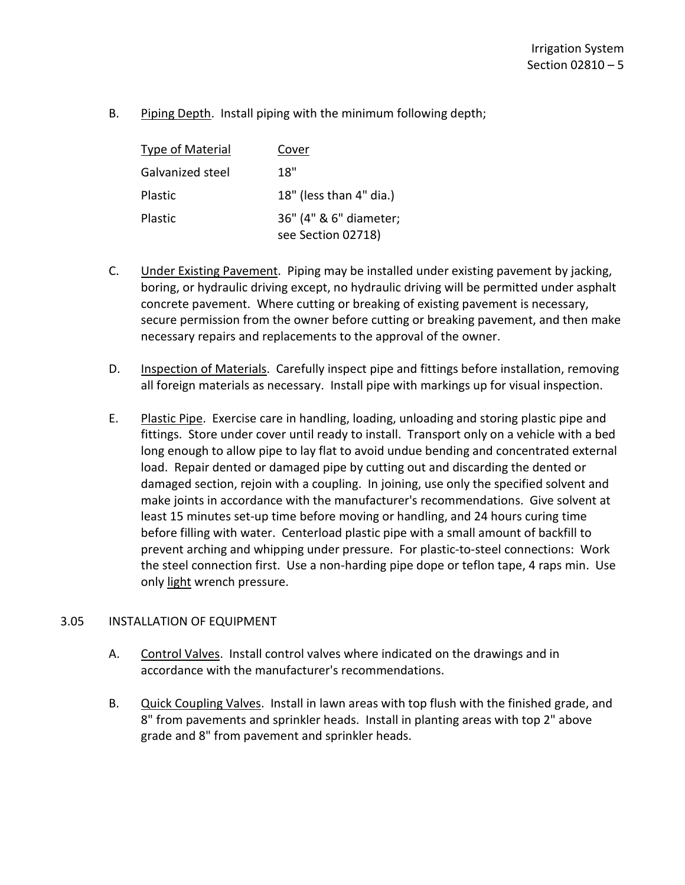B. Piping Depth. Install piping with the minimum following depth;

| Type of Material | Cover |
|---|---|
| Galvanized steel | 18" |
| Plastic | 18" (less than 4" dia.) |
| Plastic | 36" (4" & 6" diameter; see Section 02718) |

C. Under Existing Pavement. Piping may be installed under existing pavement by jacking, boring, or hydraulic driving except, no hydraulic driving will be permitted under asphalt concrete pavement. Where cutting or breaking of existing pavement is necessary, secure permission from the owner before cutting or breaking pavement, and then make necessary repairs and replacements to the approval of the owner.

D. Inspection of Materials. Carefully inspect pipe and fittings before installation, removing all foreign materials as necessary. Install pipe with markings up for visual inspection.

E. Plastic Pipe. Exercise care in handling, loading, unloading and storing plastic pipe and fittings. Store under cover until ready to install. Transport only on a vehicle with a bed long enough to allow pipe to lay flat to avoid undue bending and concentrated external load. Repair dented or damaged pipe by cutting out and discarding the dented or damaged section, rejoin with a coupling. In joining, use only the specified solvent and make joints in accordance with the manufacturer's recommendations. Give solvent at least 15 minutes set-up time before moving or handling, and 24 hours curing time before filling with water. Centerload plastic pipe with a small amount of backfill to prevent arching and whipping under pressure. For plastic-to-steel connections: Work the steel connection first. Use a non-harding pipe dope or teflon tape, 4 raps min. Use only light wrench pressure.

## 3.05 INSTALLATION OF EQUIPMENT

A. Control Valves. Install control valves where indicated on the drawings and in accordance with the manufacturer's recommendations.

B. Quick Coupling Valves. Install in lawn areas with top flush with the finished grade, and 8" from pavements and sprinkler heads. Install in planting areas with top 2" above grade and 8" from pavement and sprinkler heads.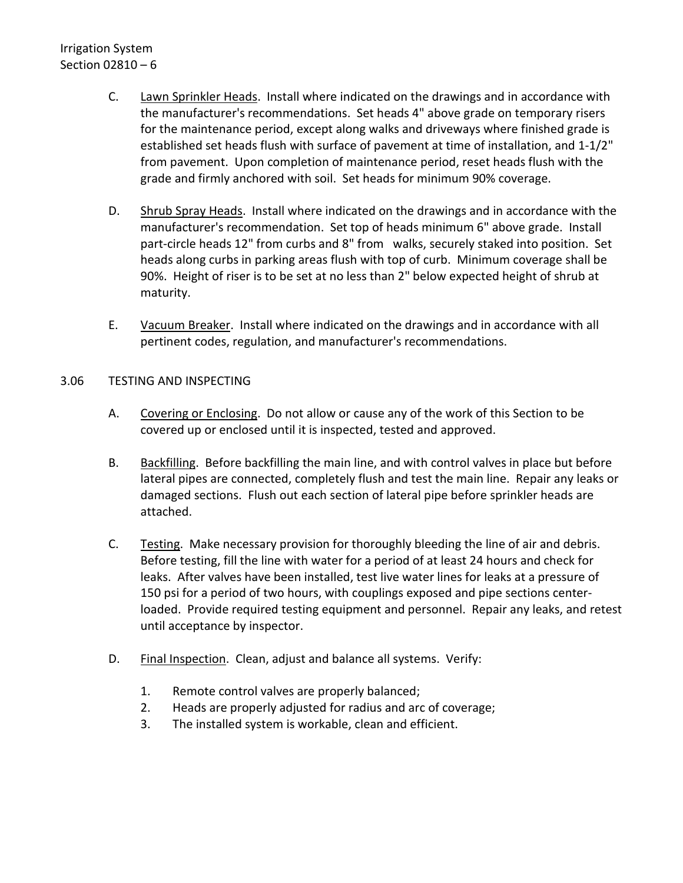C. Lawn Sprinkler Heads. Install where indicated on the drawings and in accordance with the manufacturer's recommendations. Set heads 4" above grade on temporary risers for the maintenance period, except along walks and driveways where finished grade is established set heads flush with surface of pavement at time of installation, and 1-1/2" from pavement. Upon completion of maintenance period, reset heads flush with the grade and firmly anchored with soil. Set heads for minimum 90% coverage.

D. Shrub Spray Heads. Install where indicated on the drawings and in accordance with the manufacturer's recommendation. Set top of heads minimum 6" above grade. Install part-circle heads 12" from curbs and 8" from walks, securely staked into position. Set heads along curbs in parking areas flush with top of curb. Minimum coverage shall be 90%. Height of riser is to be set at no less than 2" below expected height of shrub at maturity.

E. Vacuum Breaker. Install where indicated on the drawings and in accordance with all pertinent codes, regulation, and manufacturer's recommendations.

## 3.06 TESTING AND INSPECTING

A. Covering or Enclosing. Do not allow or cause any of the work of this Section to be covered up or enclosed until it is inspected, tested and approved.

B. Backfilling. Before backfilling the main line, and with control valves in place but before lateral pipes are connected, completely flush and test the main line. Repair any leaks or damaged sections. Flush out each section of lateral pipe before sprinkler heads are attached.

C. Testing. Make necessary provision for thoroughly bleeding the line of air and debris. Before testing, fill the line with water for a period of at least 24 hours and check for leaks. After valves have been installed, test live water lines for leaks at a pressure of 150 psi for a period of two hours, with couplings exposed and pipe sections center-loaded. Provide required testing equipment and personnel. Repair any leaks, and retest until acceptance by inspector.

D. Final Inspection. Clean, adjust and balance all systems. Verify:

1. Remote control valves are properly balanced;
2. Heads are properly adjusted for radius and arc of coverage;
3. The installed system is workable, clean and efficient.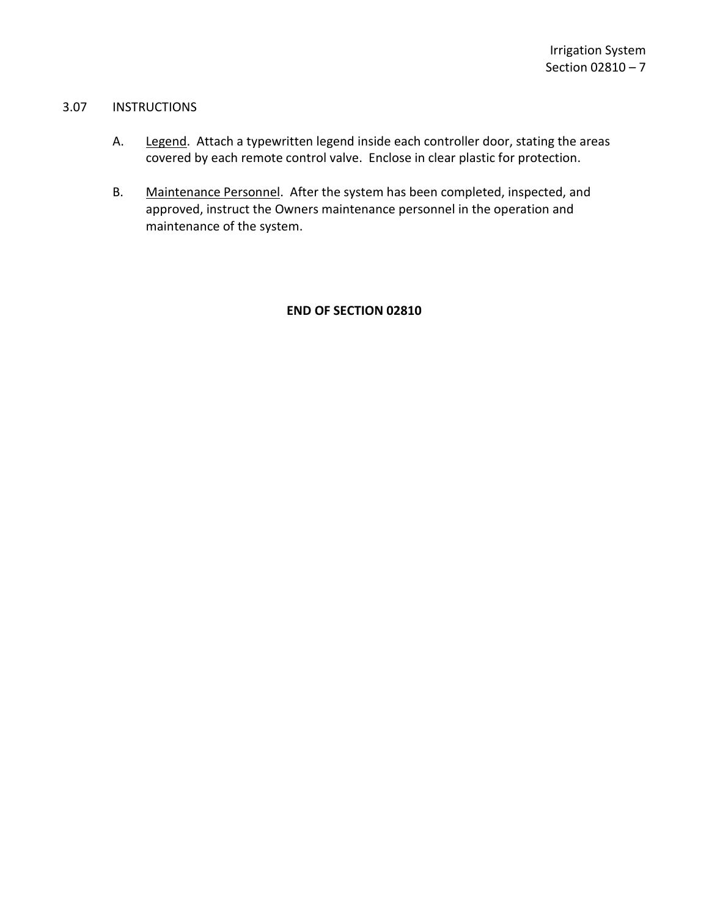## 3.07 INSTRUCTIONS

A. Legend. Attach a typewritten legend inside each controller door, stating the areas covered by each remote control valve. Enclose in clear plastic for protection.

B. Maintenance Personnel. After the system has been completed, inspected, and approved, instruct the Owners maintenance personnel in the operation and maintenance of the system.

**END OF SECTION 02810**